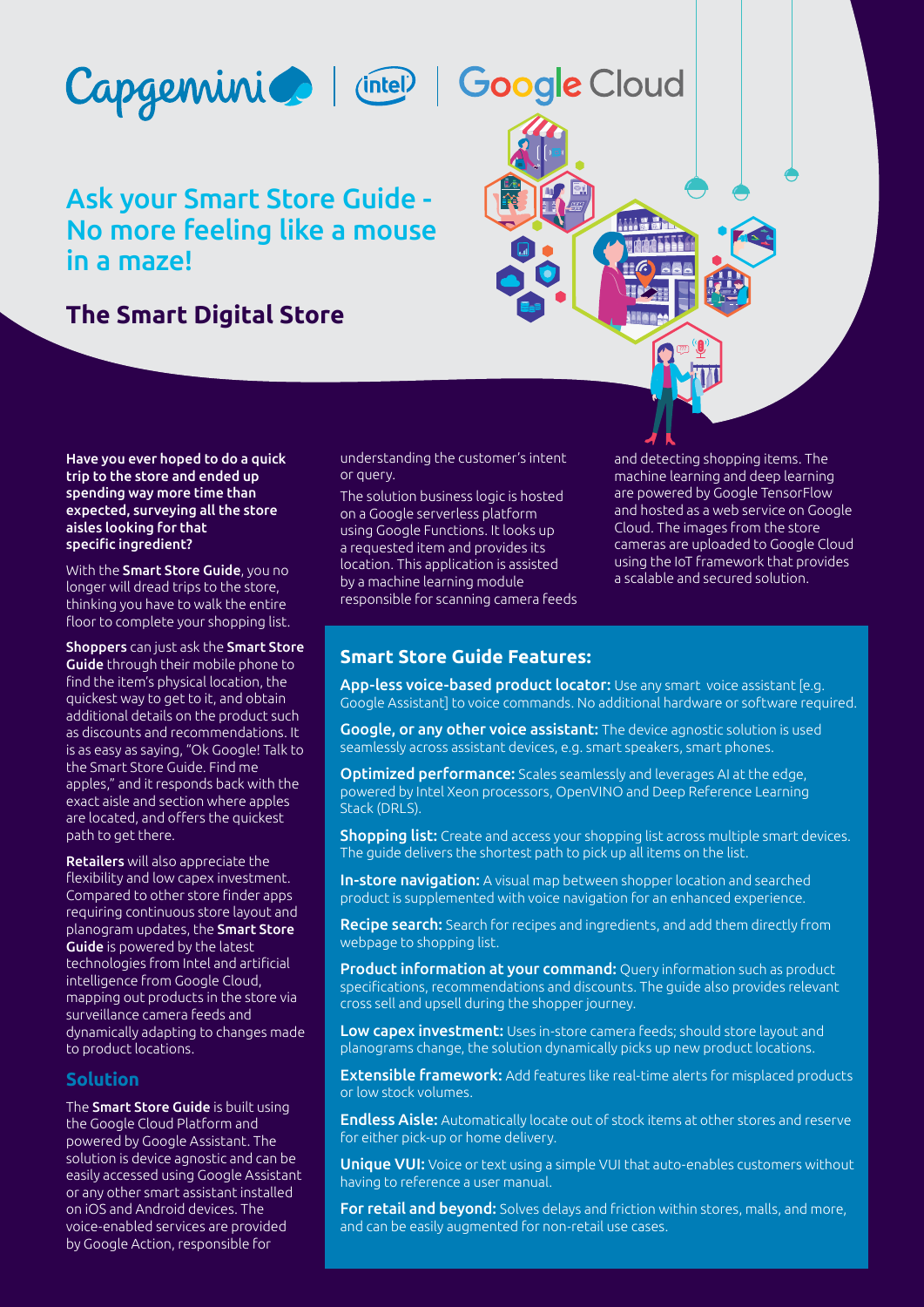Capgemini | intel | Google Cloud

# Ask your Smart Store Guide - No more feeling like a mouse in a maze!

## The Smart Digital Store

**Have you ever hoped to do a quick trip to the store and ended up spending way more time than expected, surveying all the store aisles looking for that specific ingredient?**

With the **Smart Store Guide**, you no longer will dread trips to the store, thinking you have to walk the entire floor to complete your shopping list.

**Shoppers** can just ask the **Smart Store Guide** through their mobile phone to find the item's physical location, the quickest way to get to it, and obtain additional details on the product such as discounts and recommendations. It is as easy as saying, "Ok Google! Talk to the Smart Store Guide. Find me apples," and it responds back with the exact aisle and section where apples are located, and offers the quickest path to get there.

**Retailers** will also appreciate the flexibility and low capex investment. Compared to other store finder apps requiring continuous store layout and planogram updates, the **Smart Store Guide** is powered by the latest technologies from Intel and artificial intelligence from Google Cloud, mapping out products in the store via surveillance camera feeds and dynamically adapting to changes made to product locations.

### Solution

The **Smart Store Guide** is built using the Google Cloud Platform and powered by Google Assistant. The solution is device agnostic and can be easily accessed using Google Assistant or any other smart assistant installed on iOS and Android devices. The voice-enabled services are provided by Google Action, responsible for understanding the customer's intent or query.

The solution business logic is hosted on a Google serverless platform using Google Functions. It looks up a requested item and provides its location. This application is assisted by a machine learning module responsible for scanning camera feeds and detecting shopping items. The machine learning and deep learning are powered by Google TensorFlow and hosted as a web service on Google Cloud. The images from the store cameras are uploaded to Google Cloud using the IoT framework that provides a scalable and secured solution.

### Smart Store Guide Features:

**App-less voice-based product locator:** Use any smart voice assistant [e.g. Google Assistant] to voice commands. No additional hardware or software required.

**Google, or any other voice assistant:** The device agnostic solution is used seamlessly across assistant devices, e.g. smart speakers, smart phones.

**Optimized performance:** Scales seamlessly and leverages AI at the edge, powered by Intel Xeon processors, OpenVINO and Deep Reference Learning Stack (DRLS).

**Shopping list:** Create and access your shopping list across multiple smart devices. The guide delivers the shortest path to pick up all items on the list.

**In-store navigation:** A visual map between shopper location and searched product is supplemented with voice navigation for an enhanced experience.

**Recipe search:** Search for recipes and ingredients, and add them directly from webpage to shopping list.

**Product information at your command:** Query information such as product specifications, recommendations and discounts. The guide also provides relevant cross sell and upsell during the shopper journey.

**Low capex investment:** Uses in-store camera feeds; should store layout and planograms change, the solution dynamically picks up new product locations.

**Extensible framework:** Add features like real-time alerts for misplaced products or low stock volumes.

**Endless Aisle:** Automatically locate out of stock items at other stores and reserve for either pick-up or home delivery.

**Unique VUI:** Voice or text using a simple VUI that auto-enables customers without having to reference a user manual.

**For retail and beyond:** Solves delays and friction within stores, malls, and more, and can be easily augmented for non-retail use cases.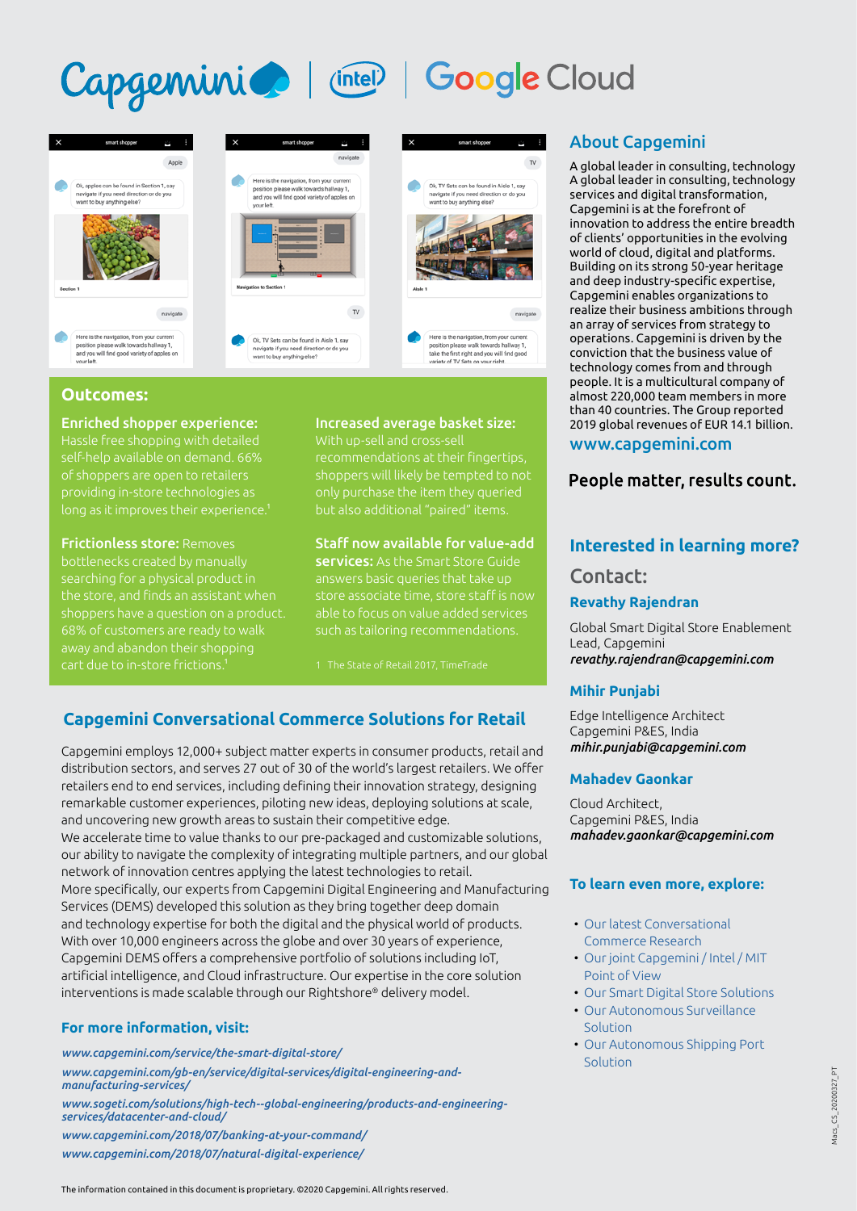## Outcomes:

**Enriched shopper experience:** Hassle free shopping with detailed self-help available on demand. 66% of shoppers are open to retailers providing in-store technologies as long as it improves their experience.[1]

**Frictionless store:** Removes bottlenecks created by manually searching for a physical product in the store, and finds an assistant when shoppers have a question on a product. 68% of customers are ready to walk away and abandon their shopping cart due to in-store frictions.[1]

**Increased average basket size:** With up-sell and cross-sell recommendations at their fingertips, shoppers will likely be tempted to not only purchase the item they queried but also additional "paired" items.

**Staff now available for value-add services:** As the Smart Store Guide answers basic queries that take up store associate time, store staff is now able to focus on value added services such as tailoring recommendations.

1 The State of Retail 2017, TimeTrade

## Capgemini Conversational Commerce Solutions for Retail

Capgemini employs 12,000+ subject matter experts in consumer products, retail and distribution sectors, and serves 27 out of 30 of the world's largest retailers. We offer retailers end to end services, including defining their innovation strategy, designing remarkable customer experiences, piloting new ideas, deploying solutions at scale, and uncovering new growth areas to sustain their competitive edge.
We accelerate time to value thanks to our pre-packaged and customizable solutions, our ability to navigate the complexity of integrating multiple partners, and our global network of innovation centres applying the latest technologies to retail.
More specifically, our experts from Capgemini Digital Engineering and Manufacturing Services (DEMS) developed this solution as they bring together deep domain and technology expertise for both the digital and the physical world of products. With over 10,000 engineers across the globe and over 30 years of experience, Capgemini DEMS offers a comprehensive portfolio of solutions including IoT, artificial intelligence, and Cloud infrastructure. Our expertise in the core solution interventions is made scalable through our Rightshore® delivery model.

### For more information, visit:

*www.capgemini.com/service/the-smart-digital-store/*

*www.capgemini.com/gb-en/service/digital-services/digital-engineering-and-manufacturing-services/*

*www.sogeti.com/solutions/high-tech--global-engineering/products-and-engineering-services/datacenter-and-cloud/*

*www.capgemini.com/2018/07/banking-at-your-command/*

*www.capgemini.com/2018/07/natural-digital-experience/*

## About Capgemini

A global leader in consulting, technology services and digital transformation, Capgemini is at the forefront of innovation to address the entire breadth of clients' opportunities in the evolving world of cloud, digital and platforms. Building on its strong 50-year heritage and deep industry-specific expertise, Capgemini enables organizations to realize their business ambitions through an array of services from strategy to operations. Capgemini is driven by the conviction that the business value of technology comes from and through people. It is a multicultural company of almost 220,000 team members in more than 40 countries. The Group reported 2019 global revenues of EUR 14.1 billion.

**www.capgemini.com**

People matter, results count.

## Interested in learning more?

## Contact:

### Revathy Rajendran

Global Smart Digital Store Enablement Lead, Capgemini
***revathy.rajendran@capgemini.com***

### Mihir Punjabi

Edge Intelligence Architect
Capgemini P&ES, India
***mihir.punjabi@capgemini.com***

### Mahadev Gaonkar

Cloud Architect,
Capgemini P&ES, India
***mahadev.gaonkar@capgemini.com***

### To learn even more, explore:

- Our latest Conversational Commerce Research
- Our joint Capgemini / Intel / MIT Point of View
- Our Smart Digital Store Solutions
- Our Autonomous Surveillance Solution
- Our Autonomous Shipping Port Solution

The information contained in this document is proprietary. ©2020 Capgemini. All rights reserved.

Macs_CS_20200327_PT